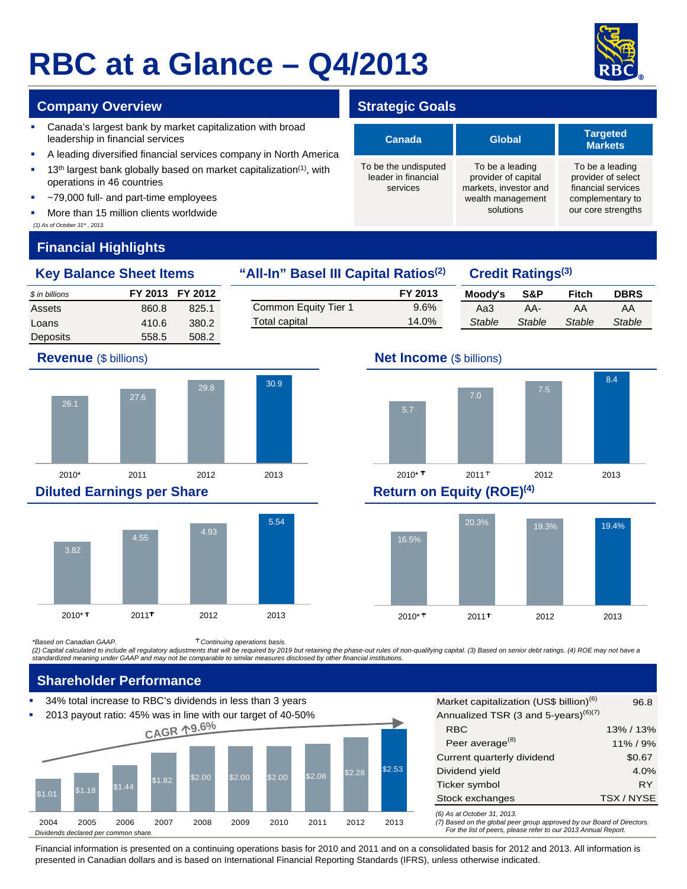# RBC at a Glance – Q4/2013

## Company Overview

- Canada's largest bank by market capitalization with broad leadership in financial services
- A leading diversified financial services company in North America
- 13th largest bank globally based on market capitalization[1], with operations in 46 countries
- ~79,000 full- and part-time employees
- More than 15 million clients worldwide

*(1) As of October 31st, 2013.*

## Strategic Goals

| Canada | Global | Targeted Markets |
|---|---|---|
| To be the undisputed leader in financial services | To be a leading provider of capital markets, investor and wealth management solutions | To be a leading provider of select financial services complementary to our core strengths |

## Financial Highlights

### Key Balance Sheet Items

| *$ in billions* | FY 2013 | FY 2012 |
|---|---|---|
| Assets | 860.8 | 825.1 |
| Loans | 410.6 | 380.2 |
| Deposits | 558.5 | 508.2 |

### "All-In" Basel III Capital Ratios[2]

| | FY 2013 |
|---|---|
| Common Equity Tier 1 | 9.6% |
| Total capital | 14.0% |

### Credit Ratings[3]

| Moody's | S&P | Fitch | DBRS |
|---|---|---|---|
| Aa3 | AA- | AA | AA |
| *Stable* | *Stable* | *Stable* | *Stable* |

### Revenue ($ billions)

| 2010* | 2011 | 2012 | 2013 |
|---|---|---|---|
| 26.1 | 27.6 | 29.8 | 30.9 |

### Net Income ($ billions)

| 2010*† | 2011† | 2012 | 2013 |
|---|---|---|---|
| 5.7 | 7.0 | 7.5 | 8.4 |

### Diluted Earnings per Share

| 2010*† | 2011† | 2012 | 2013 |
|---|---|---|---|
| 3.82 | 4.55 | 4.93 | 5.54 |

### Return on Equity (ROE)[4]

| 2010*† | 2011† | 2012 | 2013 |
|---|---|---|---|
| 16.5% | 20.3% | 19.3% | 19.4% |

*Based on Canadian GAAP. † Continuing operations basis.

(2) Capital calculated to include all regulatory adjustments that will be required by 2019 but retaining the phase-out rules of non-qualifying capital. (3) Based on senior debt ratings. (4) ROE may not have a standardized meaning under GAAP and may not be comparable to similar measures disclosed by other financial institutions.

## Shareholder Performance

- 34% total increase to RBC's dividends in less than 3 years
- 2013 payout ratio: 45% was in line with our target of 40-50%

CAGR ↑9.6%

| 2004 | 2005 | 2006 | 2007 | 2008 | 2009 | 2010 | 2011 | 2012 | 2013 |
|---|---|---|---|---|---|---|---|---|---|
| $1.01 | $1.18 | $1.44 | $1.82 | $2.00 | $2.00 | $2.00 | $2.08 | $2.28 | $2.53 |

*Dividends declared per common share.*

| | |
|---|---|
| Market capitalization (US$ billion)[6] | 96.8 |
| Annualized TSR (3 and 5-years)[6][7] | |
| RBC | 13% / 13% |
| Peer average[8] | 11% / 9% |
| Current quarterly dividend | $0.67 |
| Dividend yield | 4.0% |
| Ticker symbol | RY |
| Stock exchanges | TSX / NYSE |

*(6) As at October 31, 2013.*
*(7) Based on the global peer group approved by our Board of Directors.*
*For the list of peers, please refer to our 2013 Annual Report.*

Financial information is presented on a continuing operations basis for 2010 and 2011 and on a consolidated basis for 2012 and 2013. All information is presented in Canadian dollars and is based on International Financial Reporting Standards (IFRS), unless otherwise indicated.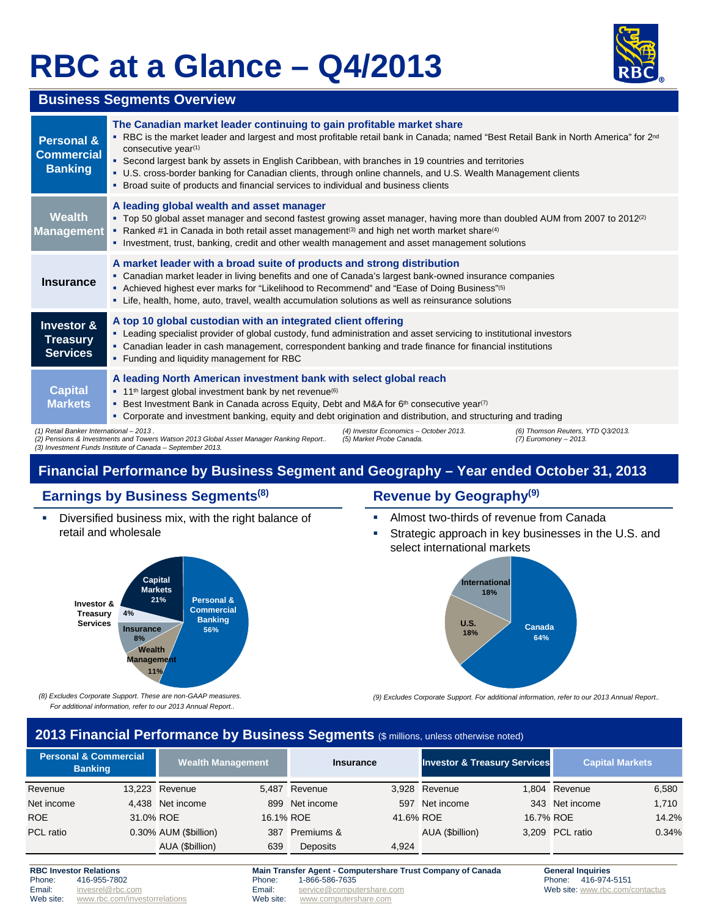# RBC at a Glance – Q4/2013

## Business Segments Overview

| | |
|---|---|
| **Personal & Commercial Banking** | **The Canadian market leader continuing to gain profitable market share**<br>- RBC is the market leader and largest and most profitable retail bank in Canada; named "Best Retail Bank in North America" for 2nd consecutive year(1)<br>- Second largest bank by assets in English Caribbean, with branches in 19 countries and territories<br>- U.S. cross-border banking for Canadian clients, through online channels, and U.S. Wealth Management clients<br>- Broad suite of products and financial services to individual and business clients |
| **Wealth Management** | **A leading global wealth and asset manager**<br>- Top 50 global asset manager and second fastest growing asset manager, having more than doubled AUM from 2007 to 2012(2)<br>- Ranked #1 in Canada in both retail asset management(3) and high net worth market share(4)<br>- Investment, trust, banking, credit and other wealth management and asset management solutions |
| **Insurance** | **A market leader with a broad suite of products and strong distribution**<br>- Canadian market leader in living benefits and one of Canada's largest bank-owned insurance companies<br>- Achieved highest ever marks for "Likelihood to Recommend" and "Ease of Doing Business"(5)<br>- Life, health, home, auto, travel, wealth accumulation solutions as well as reinsurance solutions |
| **Investor & Treasury Services** | **A top 10 global custodian with an integrated client offering**<br>- Leading specialist provider of global custody, fund administration and asset servicing to institutional investors<br>- Canadian leader in cash management, correspondent banking and trade finance for financial institutions<br>- Funding and liquidity management for RBC |
| **Capital Markets** | **A leading North American investment bank with select global reach**<br>- 11th largest global investment bank by net revenue(6)<br>- Best Investment Bank in Canada across Equity, Debt and M&A for 6th consecutive year(7)<br>- Corporate and investment banking, equity and debt origination and distribution, and structuring and trading |

*(1) Retail Banker International – 2013.*
*(2) Pensions & Investments and Towers Watson 2013 Global Asset Manager Ranking Report..*
*(3) Investment Funds Institute of Canada – September 2013.*
*(4) Investor Economics – October 2013.*
*(5) Market Probe Canada.*
*(6) Thomson Reuters, YTD Q3/2013.*
*(7) Euromoney – 2013.*

## Financial Performance by Business Segment and Geography – Year ended October 31, 2013

### Earnings by Business Segments(8)

- Diversified business mix, with the right balance of retail and wholesale

Capital Markets 21%
Investor & Treasury Services 4%
Insurance 8%
Wealth Management 11%
Personal & Commercial Banking 56%

*(8) Excludes Corporate Support. These are non-GAAP measures. For additional information, refer to our 2013 Annual Report..*

### Revenue by Geography(9)

- Almost two-thirds of revenue from Canada
- Strategic approach in key businesses in the U.S. and select international markets

International 18%
U.S. 18%
Canada 64%

*(9) Excludes Corporate Support. For additional information, refer to our 2013 Annual Report..*

## 2013 Financial Performance by Business Segments ($ millions, unless otherwise noted)

| Personal & Commercial Banking | | Wealth Management | | Insurance | | Investor & Treasury Services | | Capital Markets | |
|---|---|---|---|---|---|---|---|---|---|
| Revenue | 13,223 | Revenue | 5,487 | Revenue | 3,928 | Revenue | 1,804 | Revenue | 6,580 |
| Net income | 4,438 | Net income | 899 | Net income | 597 | Net income | 343 | Net income | 1,710 |
| ROE | 31.0% | ROE | 16.1% | ROE | 41.6% | ROE | 16.7% | ROE | 14.2% |
| PCL ratio | 0.30% | AUM ($billion) | 387 | Premiums & Deposits | 4,924 | AUA ($billion) | 3,209 | PCL ratio | 0.34% |
| | | AUA ($billion) | 639 | | | | | | |

**RBC Investor Relations**
Phone: 416-955-7802
Email: invesrel@rbc.com
Web site: www.rbc.com/investorrelations

**Main Transfer Agent - Computershare Trust Company of Canada**
Phone: 1-866-586-7635
Email: service@computershare.com
Web site: www.computershare.com

**General Inquiries**
Phone: 416-974-5151
Web site: www.rbc.com/contactus